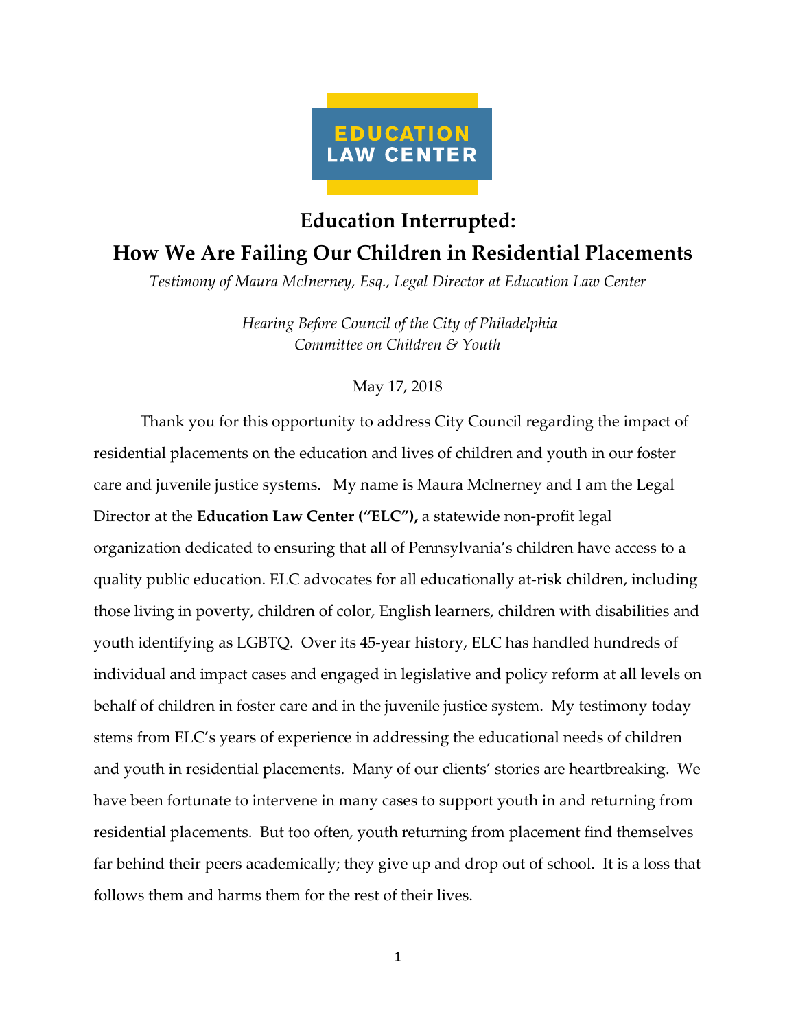EDUCATION LAW CENTER

# Education Interrupted:
# How We Are Failing Our Children in Residential Placements

*Testimony of Maura McInerney, Esq., Legal Director at Education Law Center*

*Hearing Before Council of the City of Philadelphia*
*Committee on Children & Youth*

May 17, 2018

Thank you for this opportunity to address City Council regarding the impact of residential placements on the education and lives of children and youth in our foster care and juvenile justice systems. My name is Maura McInerney and I am the Legal Director at the **Education Law Center ("ELC"),** a statewide non-profit legal organization dedicated to ensuring that all of Pennsylvania's children have access to a quality public education. ELC advocates for all educationally at-risk children, including those living in poverty, children of color, English learners, children with disabilities and youth identifying as LGBTQ. Over its 45-year history, ELC has handled hundreds of individual and impact cases and engaged in legislative and policy reform at all levels on behalf of children in foster care and in the juvenile justice system. My testimony today stems from ELC's years of experience in addressing the educational needs of children and youth in residential placements. Many of our clients' stories are heartbreaking. We have been fortunate to intervene in many cases to support youth in and returning from residential placements. But too often, youth returning from placement find themselves far behind their peers academically; they give up and drop out of school. It is a loss that follows them and harms them for the rest of their lives.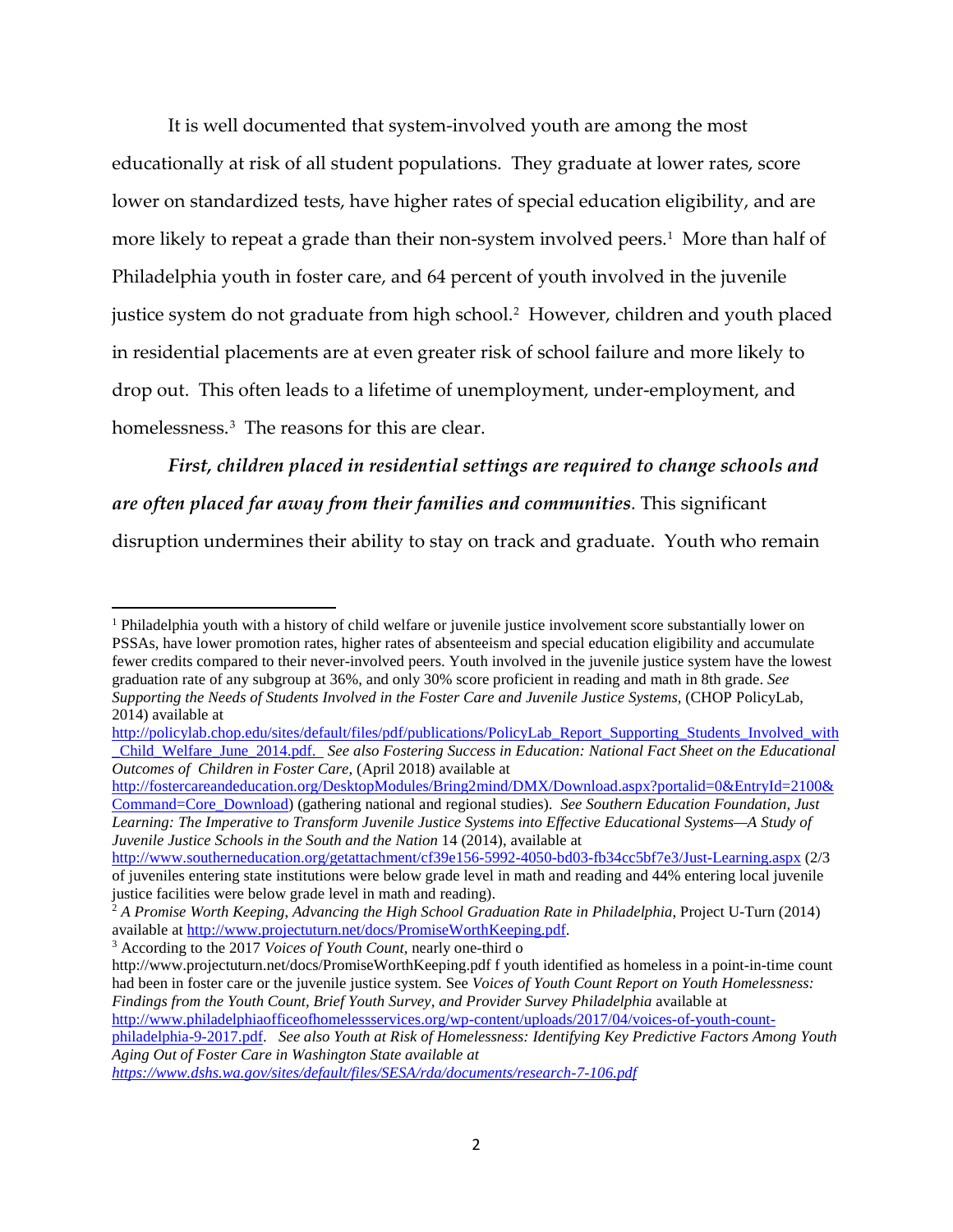It is well documented that system-involved youth are among the most educationally at risk of all student populations. They graduate at lower rates, score lower on standardized tests, have higher rates of special education eligibility, and are more likely to repeat a grade than their non-system involved peers.[1] More than half of Philadelphia youth in foster care, and 64 percent of youth involved in the juvenile justice system do not graduate from high school.[2] However, children and youth placed in residential placements are at even greater risk of school failure and more likely to drop out. This often leads to a lifetime of unemployment, under-employment, and homelessness.[3] The reasons for this are clear.

***First, children placed in residential settings are required to change schools and are often placed far away from their families and communities***. This significant disruption undermines their ability to stay on track and graduate. Youth who remain

---

[1] Philadelphia youth with a history of child welfare or juvenile justice involvement score substantially lower on PSSAs, have lower promotion rates, higher rates of absenteeism and special education eligibility and accumulate fewer credits compared to their never-involved peers. Youth involved in the juvenile justice system have the lowest graduation rate of any subgroup at 36%, and only 30% score proficient in reading and math in 8th grade. *See Supporting the Needs of Students Involved in the Foster Care and Juvenile Justice Systems,* (CHOP PolicyLab, 2014) available at http://policylab.chop.edu/sites/default/files/pdf/publications/PolicyLab_Report_Supporting_Students_Involved_with_Child_Welfare_June_2014.pdf. *See also Fostering Success in Education: National Fact Sheet on the Educational Outcomes of Children in Foster Care,* (April 2018) available at http://fostercareandeducation.org/DesktopModules/Bring2mind/DMX/Download.aspx?portalid=0&EntryId=2100&Command=Core_Download) (gathering national and regional studies). *See Southern Education Foundation, Just Learning: The Imperative to Transform Juvenile Justice Systems into Effective Educational Systems—A Study of Juvenile Justice Schools in the South and the Nation* 14 (2014), available at http://www.southerneducation.org/getattachment/cf39e156-5992-4050-bd03-fb34cc5bf7e3/Just-Learning.aspx (2/3 of juveniles entering state institutions were below grade level in math and reading and 44% entering local juvenile justice facilities were below grade level in math and reading).

[2] *A Promise Worth Keeping, Advancing the High School Graduation Rate in Philadelphia,* Project U-Turn (2014) available at http://www.projectuturn.net/docs/PromiseWorthKeeping.pdf.

[3] According to the 2017 *Voices of Youth Count,* nearly one-third o http://www.projectuturn.net/docs/PromiseWorthKeeping.pdf f youth identified as homeless in a point-in-time count had been in foster care or the juvenile justice system. See *Voices of Youth Count Report on Youth Homelessness: Findings from the Youth Count, Brief Youth Survey, and Provider Survey Philadelphia* available at http://www.philadelphiaofficeofhomelessservices.org/wp-content/uploads/2017/04/voices-of-youth-count-philadelphia-9-2017.pdf. *See also Youth at Risk of Homelessness: Identifying Key Predictive Factors Among Youth Aging Out of Foster Care in Washington State available at https://www.dshs.wa.gov/sites/default/files/SESA/rda/documents/research-7-106.pdf*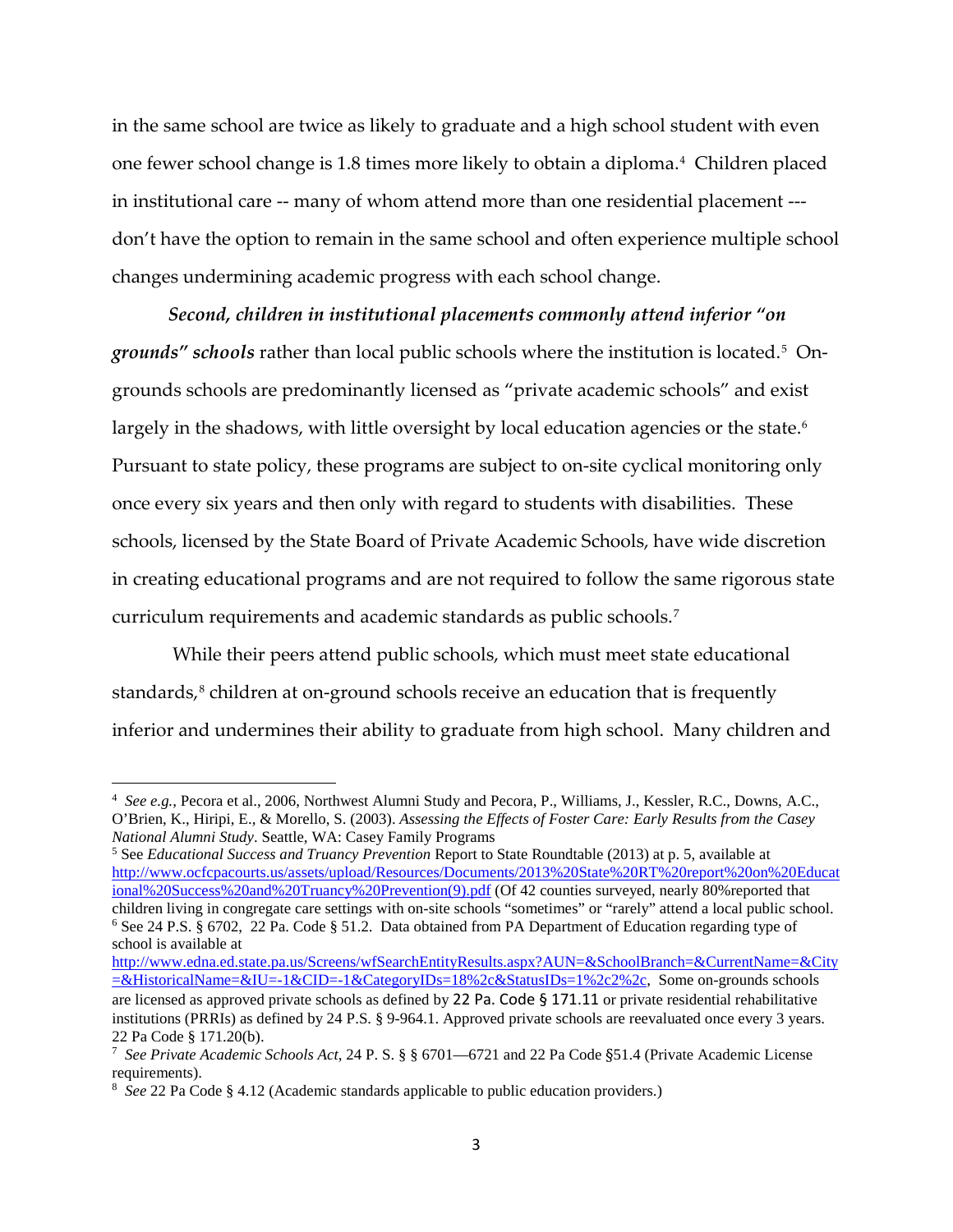in the same school are twice as likely to graduate and a high school student with even one fewer school change is 1.8 times more likely to obtain a diploma.[4] Children placed in institutional care -- many of whom attend more than one residential placement --- don't have the option to remain in the same school and often experience multiple school changes undermining academic progress with each school change.

***Second, children in institutional placements commonly attend inferior "on grounds" schools*** rather than local public schools where the institution is located.[5] On-grounds schools are predominantly licensed as "private academic schools" and exist largely in the shadows, with little oversight by local education agencies or the state.[6] Pursuant to state policy, these programs are subject to on-site cyclical monitoring only once every six years and then only with regard to students with disabilities. These schools, licensed by the State Board of Private Academic Schools, have wide discretion in creating educational programs and are not required to follow the same rigorous state curriculum requirements and academic standards as public schools.[7]

While their peers attend public schools, which must meet state educational standards,[8] children at on-ground schools receive an education that is frequently inferior and undermines their ability to graduate from high school. Many children and

---

[4] *See e.g.*, Pecora et al., 2006, Northwest Alumni Study and Pecora, P., Williams, J., Kessler, R.C., Downs, A.C., O'Brien, K., Hiripi, E., & Morello, S. (2003). *Assessing the Effects of Foster Care: Early Results from the Casey National Alumni Study*. Seattle, WA: Casey Family Programs

[5] See *Educational Success and Truancy Prevention* Report to State Roundtable (2013) at p. 5, available at http://www.ocfcpacourts.us/assets/upload/Resources/Documents/2013%20State%20RT%20report%20on%20Educational%20Success%20and%20Truancy%20Prevention(9).pdf (Of 42 counties surveyed, nearly 80%reported that children living in congregate care settings with on-site schools "sometimes" or "rarely" attend a local public school.

[6] See 24 P.S. § 6702, 22 Pa. Code § 51.2. Data obtained from PA Department of Education regarding type of school is available at http://www.edna.ed.state.pa.us/Screens/wfSearchEntityResults.aspx?AUN=&SchoolBranch=&CurrentName=&City=&HistoricalName=&IU=-1&CID=-1&CategoryIDs=18%2c&StatusIDs=1%2c2%2c, Some on-grounds schools are licensed as approved private schools as defined by 22 Pa. Code § 171.11 or private residential rehabilitative institutions (PRRIs) as defined by 24 P.S. § 9-964.1. Approved private schools are reevaluated once every 3 years. 22 Pa Code § 171.20(b).

[7] *See Private Academic Schools Act*, 24 P. S. § § 6701—6721 and 22 Pa Code §51.4 (Private Academic License requirements).

[8] *See* 22 Pa Code § 4.12 (Academic standards applicable to public education providers.)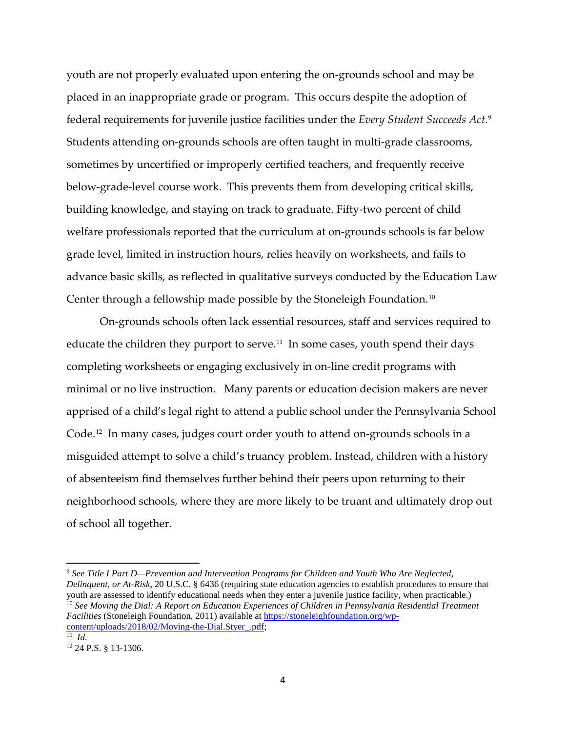youth are not properly evaluated upon entering the on-grounds school and may be placed in an inappropriate grade or program. This occurs despite the adoption of federal requirements for juvenile justice facilities under the *Every Student Succeeds Act*.[9] Students attending on-grounds schools are often taught in multi-grade classrooms, sometimes by uncertified or improperly certified teachers, and frequently receive below-grade-level course work. This prevents them from developing critical skills, building knowledge, and staying on track to graduate. Fifty-two percent of child welfare professionals reported that the curriculum at on-grounds schools is far below grade level, limited in instruction hours, relies heavily on worksheets, and fails to advance basic skills, as reflected in qualitative surveys conducted by the Education Law Center through a fellowship made possible by the Stoneleigh Foundation.[10]

On-grounds schools often lack essential resources, staff and services required to educate the children they purport to serve.[11] In some cases, youth spend their days completing worksheets or engaging exclusively in on-line credit programs with minimal or no live instruction. Many parents or education decision makers are never apprised of a child's legal right to attend a public school under the Pennsylvania School Code.[12] In many cases, judges court order youth to attend on-grounds schools in a misguided attempt to solve a child's truancy problem. Instead, children with a history of absenteeism find themselves further behind their peers upon returning to their neighborhood schools, where they are more likely to be truant and ultimately drop out of school all together.

---

[9] *See Title I Part D—Prevention and Intervention Programs for Children and Youth Who Are Neglected, Delinquent, or At-Risk*, 20 U.S.C. § 6436 (requiring state education agencies to establish procedures to ensure that youth are assessed to identify educational needs when they enter a juvenile justice facility, when practicable.)

[10] *See Moving the Dial: A Report on Education Experiences of Children in Pennsylvania Residential Treatment Facilities* (Stoneleigh Foundation, 2011) available at https://stoneleighfoundation.org/wp-content/uploads/2018/02/Moving-the-Dial.Styer_.pdf;

[11] *Id.*

[12] 24 P.S. § 13-1306.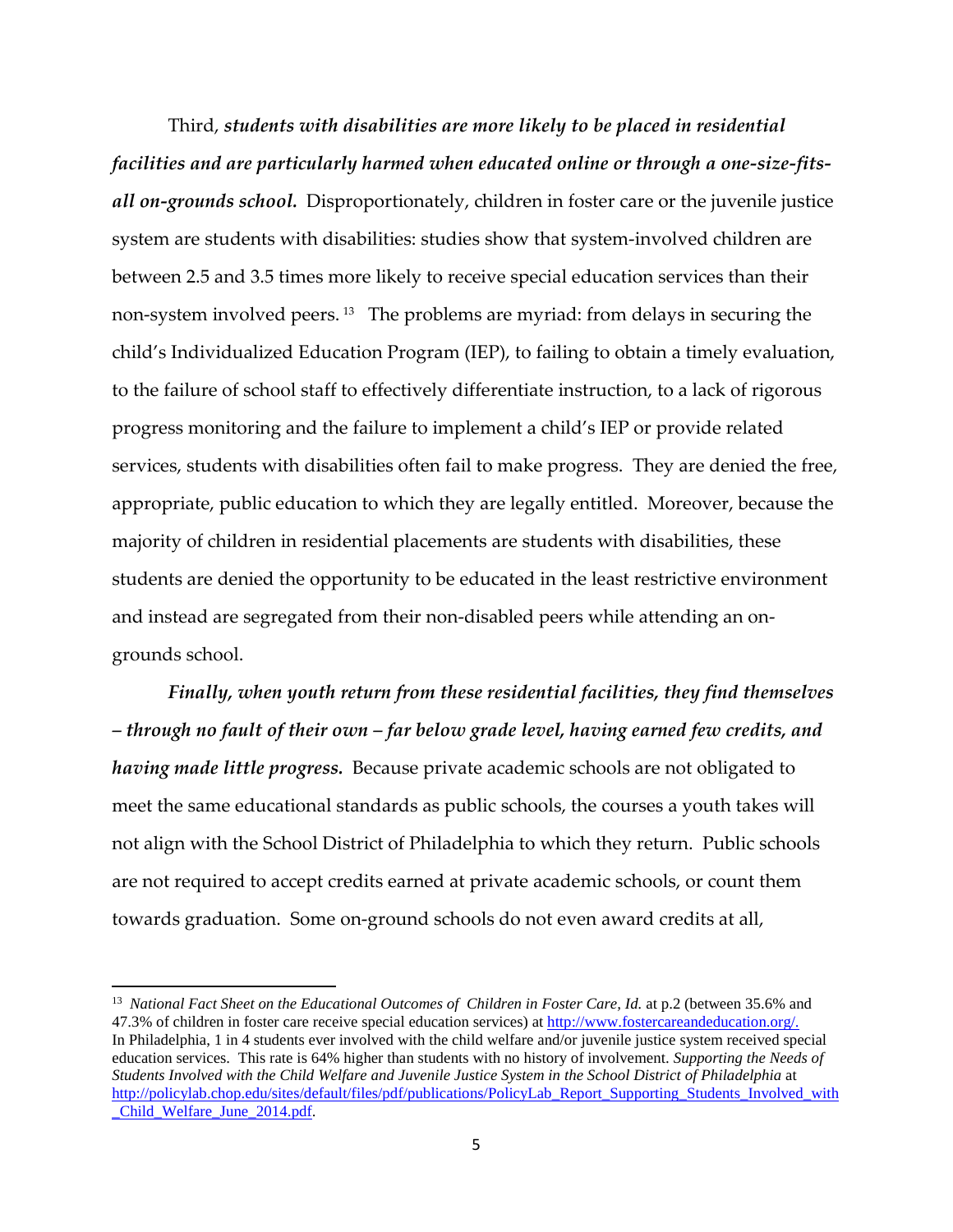Third, ***students with disabilities are more likely to be placed in residential facilities and are particularly harmed when educated online or through a one-size-fits-all on-grounds school.*** Disproportionately, children in foster care or the juvenile justice system are students with disabilities: studies show that system-involved children are between 2.5 and 3.5 times more likely to receive special education services than their non-system involved peers.[13] The problems are myriad: from delays in securing the child's Individualized Education Program (IEP), to failing to obtain a timely evaluation, to the failure of school staff to effectively differentiate instruction, to a lack of rigorous progress monitoring and the failure to implement a child's IEP or provide related services, students with disabilities often fail to make progress. They are denied the free, appropriate, public education to which they are legally entitled. Moreover, because the majority of children in residential placements are students with disabilities, these students are denied the opportunity to be educated in the least restrictive environment and instead are segregated from their non-disabled peers while attending an on-grounds school.

***Finally, when youth return from these residential facilities, they find themselves – through no fault of their own – far below grade level, having earned few credits, and having made little progress.*** Because private academic schools are not obligated to meet the same educational standards as public schools, the courses a youth takes will not align with the School District of Philadelphia to which they return. Public schools are not required to accept credits earned at private academic schools, or count them towards graduation. Some on-ground schools do not even award credits at all,

---

[13] *National Fact Sheet on the Educational Outcomes of Children in Foster Care*, *Id.* at p.2 (between 35.6% and 47.3% of children in foster care receive special education services) at http://www.fostercareandeducation.org/. In Philadelphia, 1 in 4 students ever involved with the child welfare and/or juvenile justice system received special education services. This rate is 64% higher than students with no history of involvement. *Supporting the Needs of Students Involved with the Child Welfare and Juvenile Justice System in the School District of Philadelphia* at http://policylab.chop.edu/sites/default/files/pdf/publications/PolicyLab_Report_Supporting_Students_Involved_with_Child_Welfare_June_2014.pdf.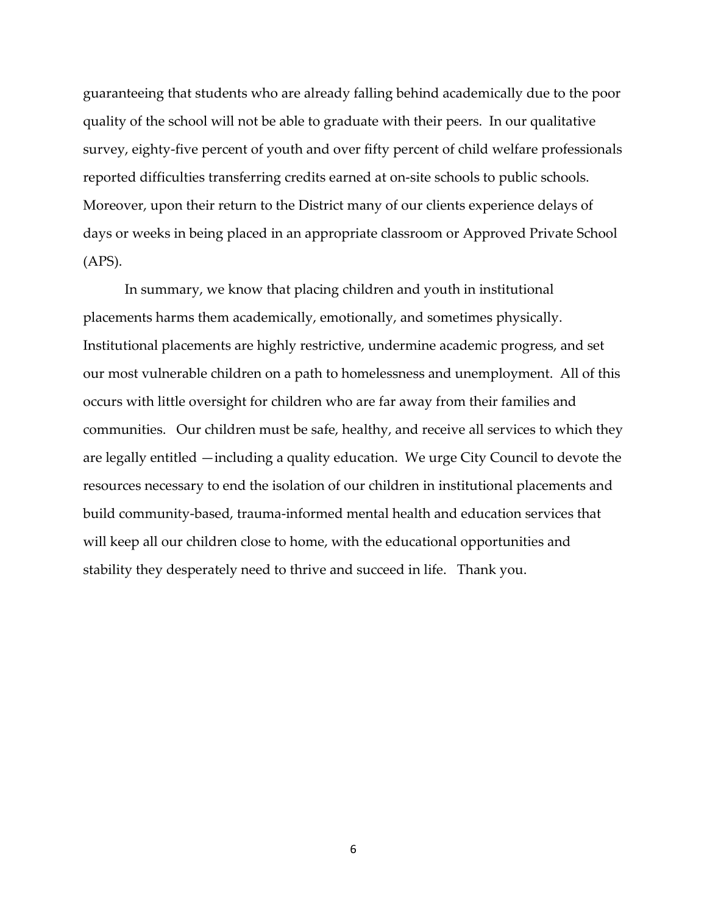guaranteeing that students who are already falling behind academically due to the poor quality of the school will not be able to graduate with their peers. In our qualitative survey, eighty-five percent of youth and over fifty percent of child welfare professionals reported difficulties transferring credits earned at on-site schools to public schools. Moreover, upon their return to the District many of our clients experience delays of days or weeks in being placed in an appropriate classroom or Approved Private School (APS).

In summary, we know that placing children and youth in institutional placements harms them academically, emotionally, and sometimes physically. Institutional placements are highly restrictive, undermine academic progress, and set our most vulnerable children on a path to homelessness and unemployment. All of this occurs with little oversight for children who are far away from their families and communities. Our children must be safe, healthy, and receive all services to which they are legally entitled —including a quality education. We urge City Council to devote the resources necessary to end the isolation of our children in institutional placements and build community-based, trauma-informed mental health and education services that will keep all our children close to home, with the educational opportunities and stability they desperately need to thrive and succeed in life. Thank you.